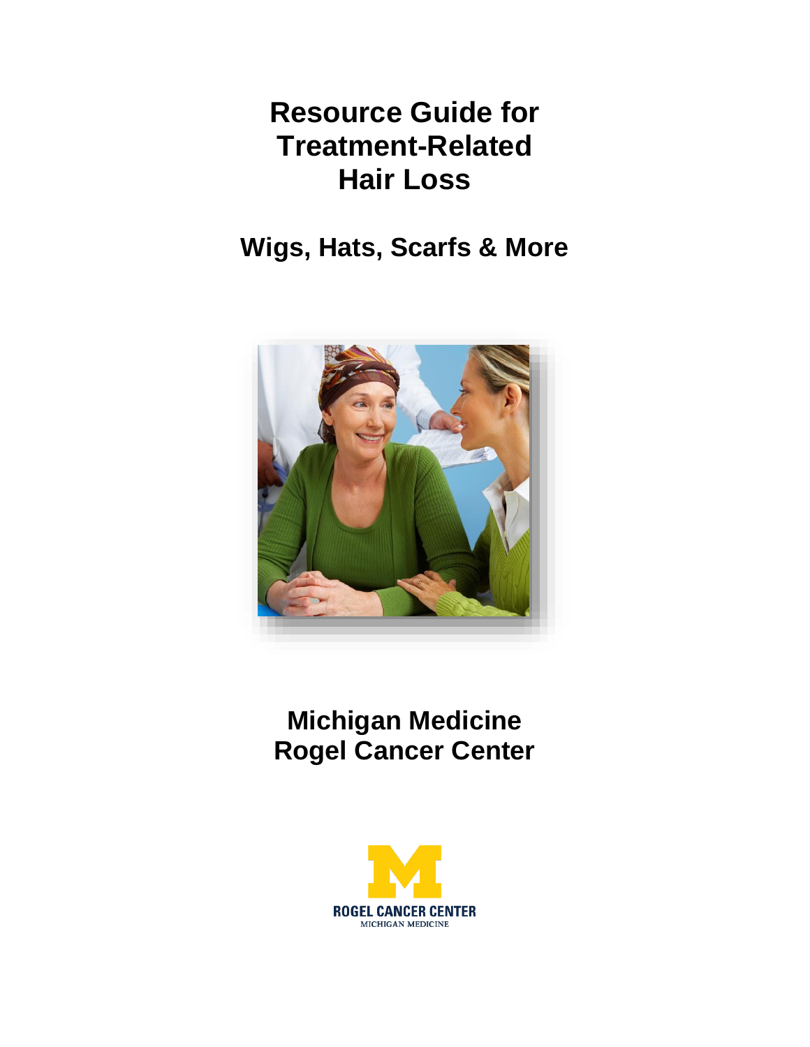# Resource Guide for Treatment-Related Hair Loss

## Wigs, Hats, Scarfs & More

## Michigan Medicine Rogel Cancer Center

ROGEL CANCER CENTER
MICHIGAN MEDICINE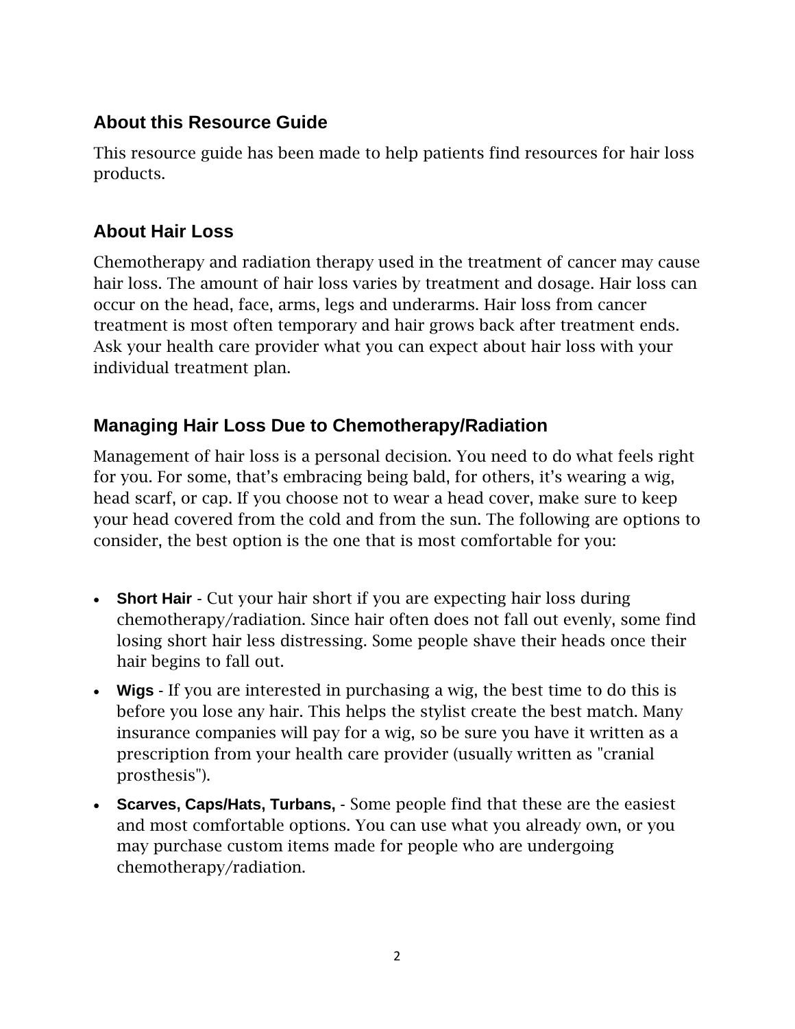## About this Resource Guide

This resource guide has been made to help patients find resources for hair loss products.

## About Hair Loss

Chemotherapy and radiation therapy used in the treatment of cancer may cause hair loss. The amount of hair loss varies by treatment and dosage. Hair loss can occur on the head, face, arms, legs and underarms. Hair loss from cancer treatment is most often temporary and hair grows back after treatment ends. Ask your health care provider what you can expect about hair loss with your individual treatment plan.

## Managing Hair Loss Due to Chemotherapy/Radiation

Management of hair loss is a personal decision. You need to do what feels right for you. For some, that's embracing being bald, for others, it's wearing a wig, head scarf, or cap. If you choose not to wear a head cover, make sure to keep your head covered from the cold and from the sun. The following are options to consider, the best option is the one that is most comfortable for you:

- **Short Hair** - Cut your hair short if you are expecting hair loss during chemotherapy/radiation. Since hair often does not fall out evenly, some find losing short hair less distressing. Some people shave their heads once their hair begins to fall out.
- **Wigs** - If you are interested in purchasing a wig, the best time to do this is before you lose any hair. This helps the stylist create the best match. Many insurance companies will pay for a wig, so be sure you have it written as a prescription from your health care provider (usually written as "cranial prosthesis").
- **Scarves, Caps/Hats, Turbans,** - Some people find that these are the easiest and most comfortable options. You can use what you already own, or you may purchase custom items made for people who are undergoing chemotherapy/radiation.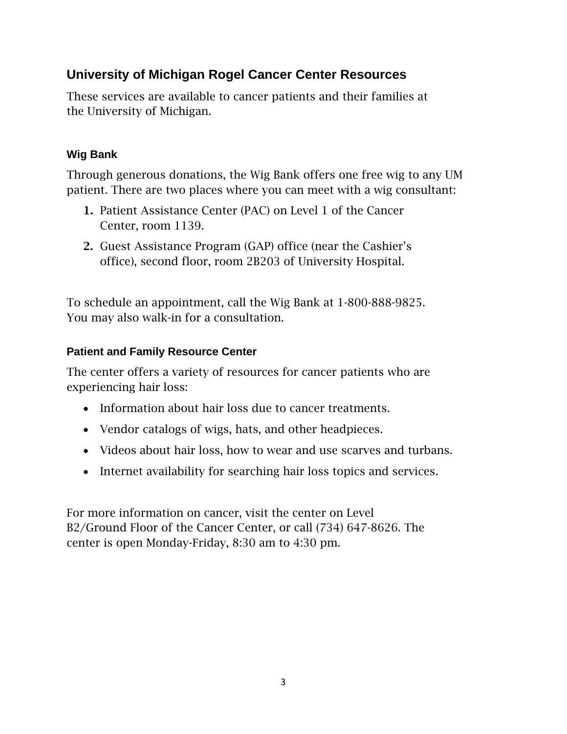## University of Michigan Rogel Cancer Center Resources

These services are available to cancer patients and their families at the University of Michigan.

### Wig Bank

Through generous donations, the Wig Bank offers one free wig to any UM patient. There are two places where you can meet with a wig consultant:

1. Patient Assistance Center (PAC) on Level 1 of the Cancer Center, room 1139.
2. Guest Assistance Program (GAP) office (near the Cashier's office), second floor, room 2B203 of University Hospital.

To schedule an appointment, call the Wig Bank at 1-800-888-9825. You may also walk-in for a consultation.

### Patient and Family Resource Center

The center offers a variety of resources for cancer patients who are experiencing hair loss:

- Information about hair loss due to cancer treatments.
- Vendor catalogs of wigs, hats, and other headpieces.
- Videos about hair loss, how to wear and use scarves and turbans.
- Internet availability for searching hair loss topics and services.

For more information on cancer, visit the center on Level B2/Ground Floor of the Cancer Center, or call (734) 647-8626. The center is open Monday-Friday, 8:30 am to 4:30 pm.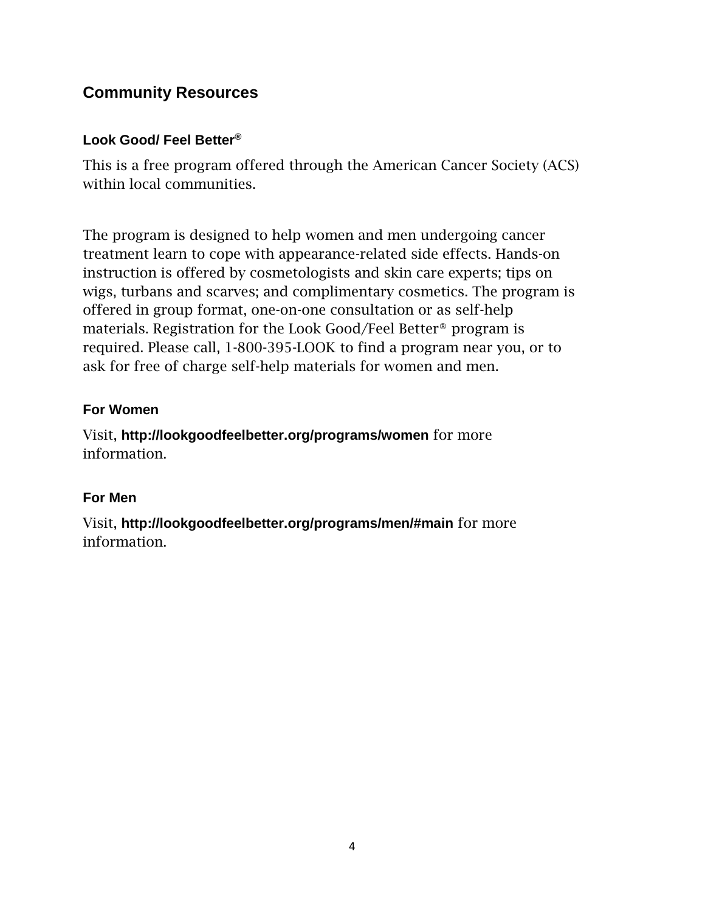## Community Resources

### Look Good/ Feel Better®

This is a free program offered through the American Cancer Society (ACS) within local communities.

The program is designed to help women and men undergoing cancer treatment learn to cope with appearance-related side effects. Hands-on instruction is offered by cosmetologists and skin care experts; tips on wigs, turbans and scarves; and complimentary cosmetics. The program is offered in group format, one-on-one consultation or as self-help materials. Registration for the Look Good/Feel Better® program is required. Please call, 1-800-395-LOOK to find a program near you, or to ask for free of charge self-help materials for women and men.

### For Women

Visit, **http://lookgoodfeelbetter.org/programs/women** for more information.

### For Men

Visit, **http://lookgoodfeelbetter.org/programs/men/#main** for more information.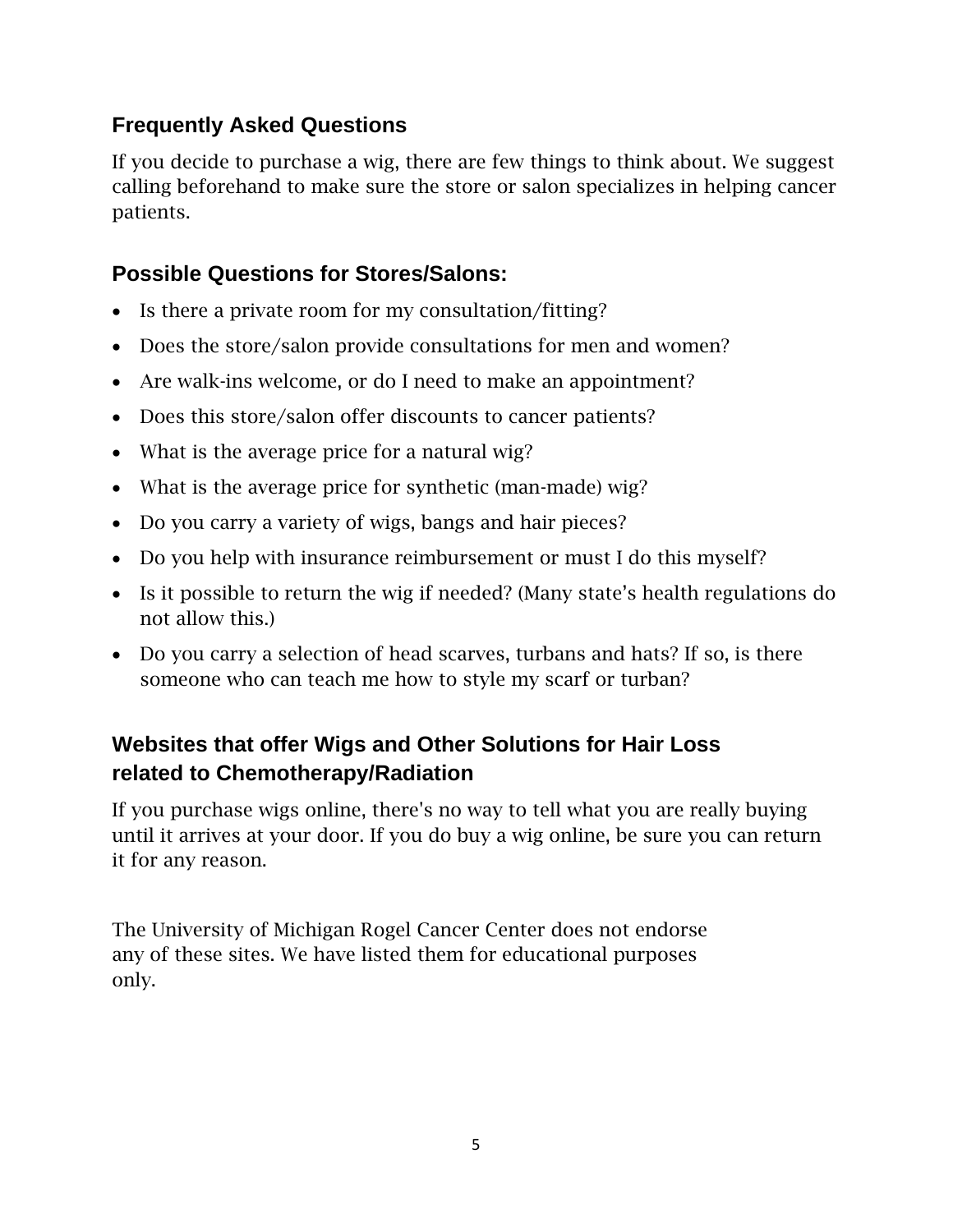## Frequently Asked Questions

If you decide to purchase a wig, there are few things to think about. We suggest calling beforehand to make sure the store or salon specializes in helping cancer patients.

## Possible Questions for Stores/Salons:

- Is there a private room for my consultation/fitting?
- Does the store/salon provide consultations for men and women?
- Are walk-ins welcome, or do I need to make an appointment?
- Does this store/salon offer discounts to cancer patients?
- What is the average price for a natural wig?
- What is the average price for synthetic (man-made) wig?
- Do you carry a variety of wigs, bangs and hair pieces?
- Do you help with insurance reimbursement or must I do this myself?
- Is it possible to return the wig if needed? (Many state's health regulations do not allow this.)
- Do you carry a selection of head scarves, turbans and hats? If so, is there someone who can teach me how to style my scarf or turban?

## Websites that offer Wigs and Other Solutions for Hair Loss related to Chemotherapy/Radiation

If you purchase wigs online, there's no way to tell what you are really buying until it arrives at your door. If you do buy a wig online, be sure you can return it for any reason.

The University of Michigan Rogel Cancer Center does not endorse any of these sites. We have listed them for educational purposes only.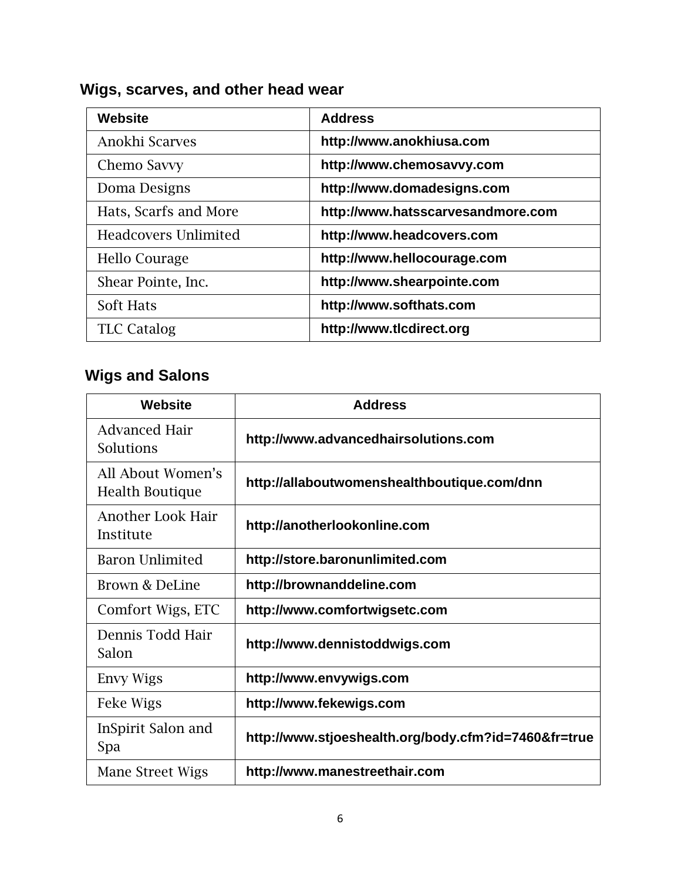## Wigs, scarves, and other head wear

| Website | Address |
| --- | --- |
| Anokhi Scarves | http://www.anokhiusa.com |
| Chemo Savvy | http://www.chemosavvy.com |
| Doma Designs | http://www.domadesigns.com |
| Hats, Scarfs and More | http://www.hatsscarvesandmore.com |
| Headcovers Unlimited | http://www.headcovers.com |
| Hello Courage | http://www.hellocourage.com |
| Shear Pointe, Inc. | http://www.shearpointe.com |
| Soft Hats | http://www.softhats.com |
| TLC Catalog | http://www.tlcdirect.org |

## Wigs and Salons

| Website | Address |
| --- | --- |
| Advanced Hair Solutions | http://www.advancedhairsolutions.com |
| All About Women's Health Boutique | http://allaboutwomenshealthboutique.com/dnn |
| Another Look Hair Institute | http://anotherlookonline.com |
| Baron Unlimited | http://store.baronunlimited.com |
| Brown & DeLine | http://brownanddeline.com |
| Comfort Wigs, ETC | http://www.comfortwigsetc.com |
| Dennis Todd Hair Salon | http://www.dennistoddwigs.com |
| Envy Wigs | http://www.envywigs.com |
| Feke Wigs | http://www.fekewigs.com |
| InSpirit Salon and Spa | http://www.stjoeshealth.org/body.cfm?id=7460&fr=true |
| Mane Street Wigs | http://www.manestreethair.com |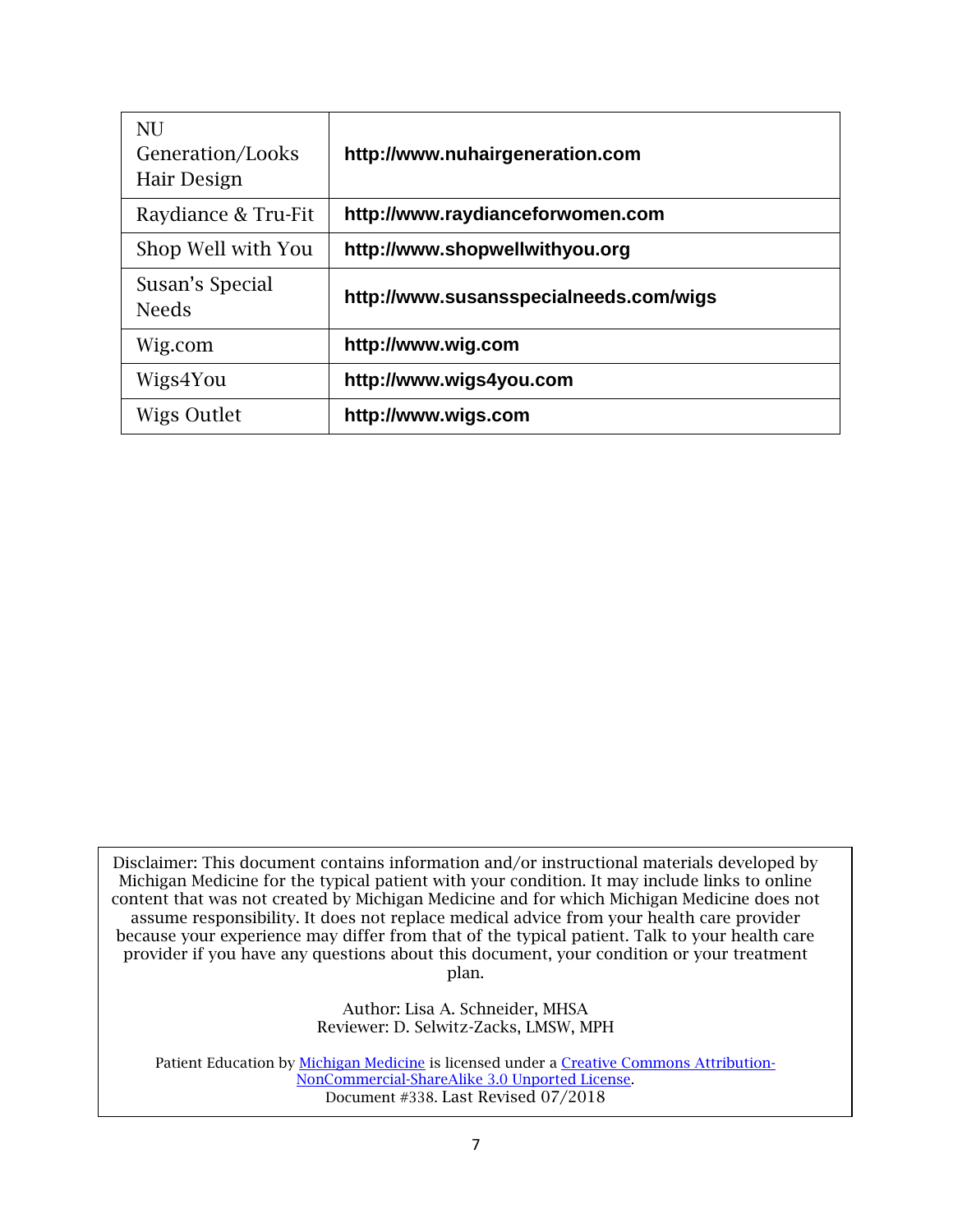| | |
|---|---|
| NU Generation/Looks Hair Design | **http://www.nuhairgeneration.com** |
| Raydiance & Tru-Fit | **http://www.raydianceforwomen.com** |
| Shop Well with You | **http://www.shopwellwithyou.org** |
| Susan's Special Needs | **http://www.susansspecialneeds.com/wigs** |
| Wig.com | **http://www.wig.com** |
| Wigs4You | **http://www.wigs4you.com** |
| Wigs Outlet | **http://www.wigs.com** |

Disclaimer: This document contains information and/or instructional materials developed by Michigan Medicine for the typical patient with your condition. It may include links to online content that was not created by Michigan Medicine and for which Michigan Medicine does not assume responsibility. It does not replace medical advice from your health care provider because your experience may differ from that of the typical patient. Talk to your health care provider if you have any questions about this document, your condition or your treatment plan.

Author: Lisa A. Schneider, MHSA
Reviewer: D. Selwitz-Zacks, LMSW, MPH

Patient Education by [Michigan Medicine] is licensed under a [Creative Commons Attribution-NonCommercial-ShareAlike 3.0 Unported License].
Document #338. Last Revised 07/2018